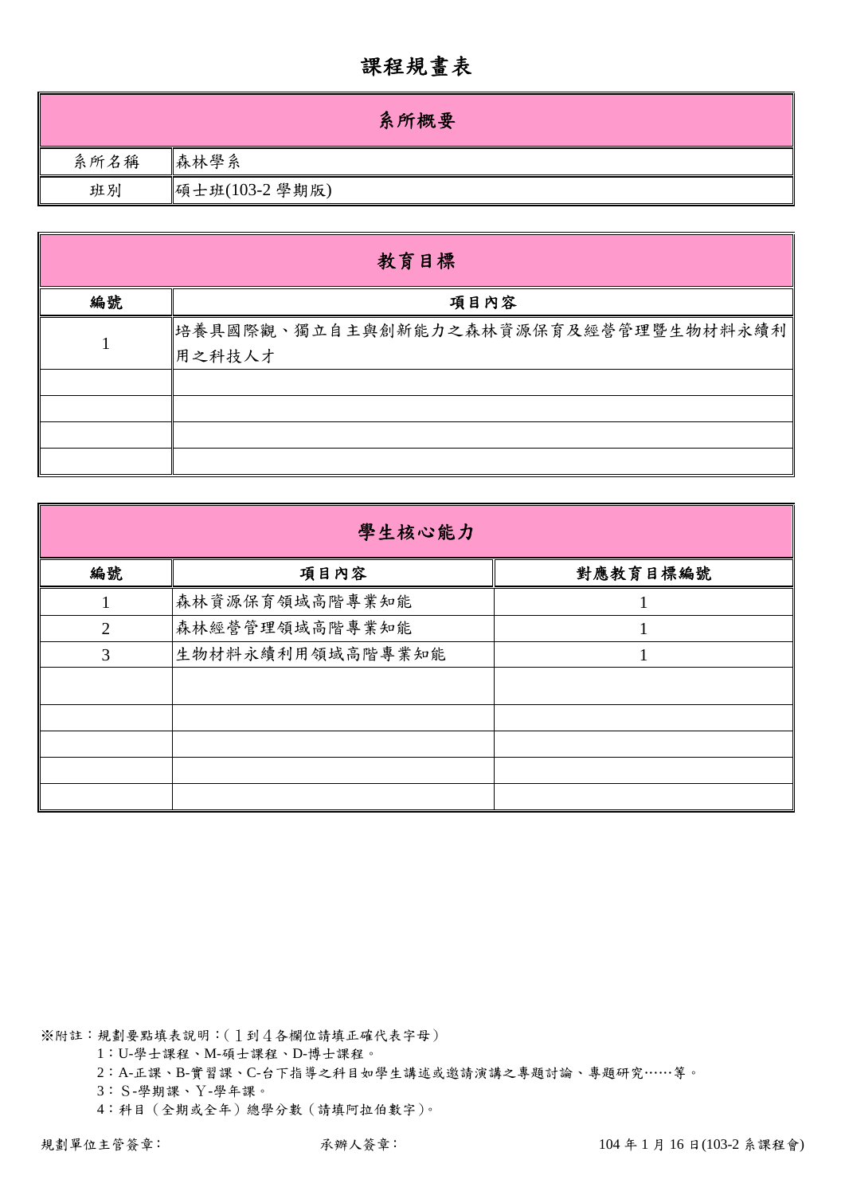# 課程規畫表

| 系所概要 | |
|---|---|
| 系所名稱 | 森林學系 |
| 班別 | 碩士班(103-2 學期版) |

| 教育目標 | |
|---|---|
| **編號** | **項目內容** |
| 1 | 培養具國際觀、獨立自主與創新能力之森林資源保育及經營管理暨生物材料永續利用之科技人才 |
| | |
| | |
| | |
| | |

| 學生核心能力 | | |
|---|---|---|
| **編號** | **項目內容** | **對應教育目標編號** |
| 1 | 森林資源保育領域高階專業知能 | 1 |
| 2 | 森林經營管理領域高階專業知能 | 1 |
| 3 | 生物材料永續利用領域高階專業知能 | 1 |
| | | |
| | | |
| | | |
| | | |
| | | |

※附註：規劃要點填表說明：(１到４各欄位請填正確代表字母)

1：U-學士課程、M-碩士課程、D-博士課程。

2：A-正課、B-實習課、C-台下指導之科目如學生講述或邀請演講之專題討論、專題研究……等。

3：Ｓ-學期課、Ｙ-學年課。

4：科目（全期或全年）總學分數（請填阿拉伯數字)。

規劃單位主管簽章：　　　　　　承辦人簽章：　　　　　　104 年 1 月 16 日(103-2 系課程會)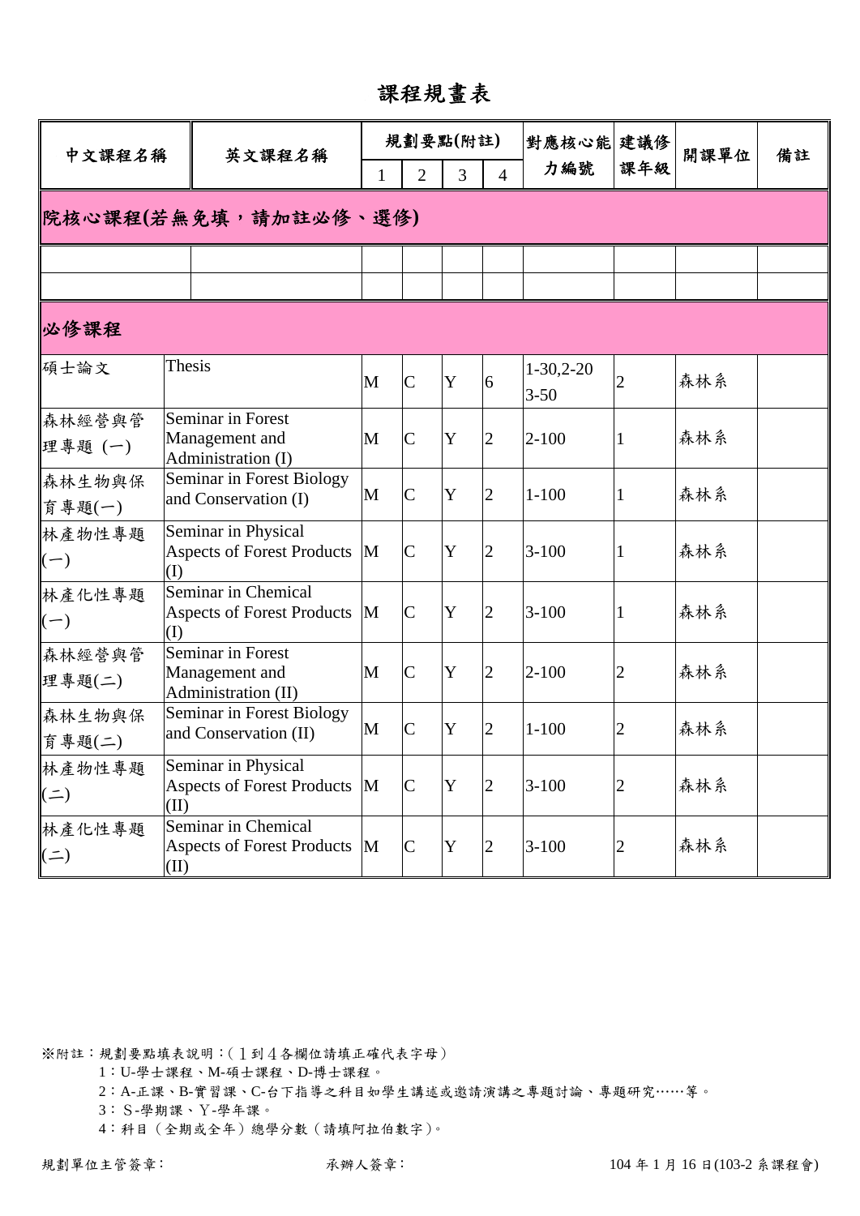# 課程規畫表

| 中文課程名稱 | 英文課程名稱 | 規劃要點(附註) | | | | 對應核心能力編號 | 建議修課年級 | 開課單位 | 備註 |
|---|---|---|---|---|---|---|---|---|---|
| | | 1 | 2 | 3 | 4 | | | | |
| **院核心課程(若無免填，請加註必修、選修)** | | | | | | | | | |
| | | | | | | | | | |
| | | | | | | | | | |
| **必修課程** | | | | | | | | | |
| 碩士論文 | Thesis | M | C | Y | 6 | 1-30,2-20 3-50 | 2 | 森林系 | |
| 森林經營與管理專題 (一) | Seminar in Forest Management and Administration (I) | M | C | Y | 2 | 2-100 | 1 | 森林系 | |
| 森林生物與保育專題(一) | Seminar in Forest Biology and Conservation (I) | M | C | Y | 2 | 1-100 | 1 | 森林系 | |
| 林產物性專題(一) | Seminar in Physical Aspects of Forest Products (I) | M | C | Y | 2 | 3-100 | 1 | 森林系 | |
| 林產化性專題(一) | Seminar in Chemical Aspects of Forest Products (I) | M | C | Y | 2 | 3-100 | 1 | 森林系 | |
| 森林經營與管理專題(二) | Seminar in Forest Management and Administration (II) | M | C | Y | 2 | 2-100 | 2 | 森林系 | |
| 森林生物與保育專題(二) | Seminar in Forest Biology and Conservation (II) | M | C | Y | 2 | 1-100 | 2 | 森林系 | |
| 林產物性專題(二) | Seminar in Physical Aspects of Forest Products (II) | M | C | Y | 2 | 3-100 | 2 | 森林系 | |
| 林產化性專題(二) | Seminar in Chemical Aspects of Forest Products (II) | M | C | Y | 2 | 3-100 | 2 | 森林系 | |

※附註：規劃要點填表說明：(１到４各欄位請填正確代表字母)

1：U-學士課程、M-碩士課程、D-博士課程。

2：A-正課、B-實習課、C-台下指導之科目如學生講述或邀請演講之專題討論、專題研究……等。

3：Ｓ-學期課、Ｙ-學年課。

4：科目（全期或全年）總學分數（請填阿拉伯數字)。

規劃單位主管簽章：　　　　承辦人簽章：　　　　104 年 1 月 16 日(103-2 系課程會)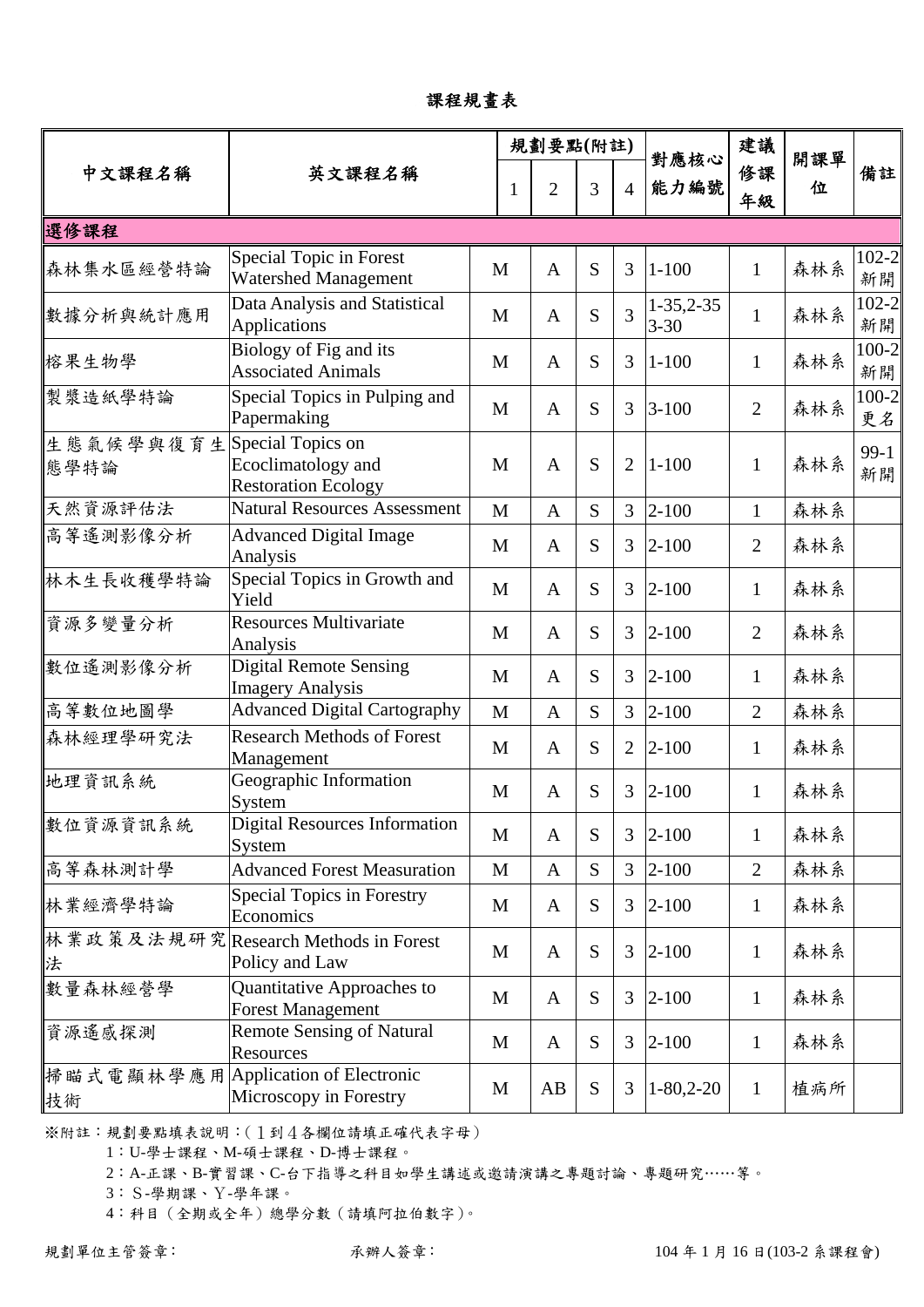# 課程規畫表

| 中文課程名稱 | 英文課程名稱 | 規劃要點(附註) | | | | 對應核心能力編號 | 建議修課年級 | 開課單位 | 備註 |
|---|---|---|---|---|---|---|---|---|---|
| | | 1 | 2 | 3 | 4 | | | | |
| **選修課程** | | | | | | | | | |
| 森林集水區經營特論 | Special Topic in Forest Watershed Management | M | A | S | 3 | 1-100 | 1 | 森林系 | 102-2新開 |
| 數據分析與統計應用 | Data Analysis and Statistical Applications | M | A | S | 3 | 1-35,2-35 3-30 | 1 | 森林系 | 102-2新開 |
| 榕果生物學 | Biology of Fig and its Associated Animals | M | A | S | 3 | 1-100 | 1 | 森林系 | 100-2新開 |
| 製漿造紙學特論 | Special Topics in Pulping and Papermaking | M | A | S | 3 | 3-100 | 2 | 森林系 | 100-2更名 |
| 生態氣候學與復育生態學特論 | Special Topics on Ecoclimatology and Restoration Ecology | M | A | S | 2 | 1-100 | 1 | 森林系 | 99-1新開 |
| 天然資源評估法 | Natural Resources Assessment | M | A | S | 3 | 2-100 | 1 | 森林系 | |
| 高等遙測影像分析 | Advanced Digital Image Analysis | M | A | S | 3 | 2-100 | 2 | 森林系 | |
| 林木生長收穫學特論 | Special Topics in Growth and Yield | M | A | S | 3 | 2-100 | 1 | 森林系 | |
| 資源多變量分析 | Resources Multivariate Analysis | M | A | S | 3 | 2-100 | 2 | 森林系 | |
| 數位遙測影像分析 | Digital Remote Sensing Imagery Analysis | M | A | S | 3 | 2-100 | 1 | 森林系 | |
| 高等數位地圖學 | Advanced Digital Cartography | M | A | S | 3 | 2-100 | 2 | 森林系 | |
| 森林經理學研究法 | Research Methods of Forest Management | M | A | S | 2 | 2-100 | 1 | 森林系 | |
| 地理資訊系統 | Geographic Information System | M | A | S | 3 | 2-100 | 1 | 森林系 | |
| 數位資源資訊系統 | Digital Resources Information System | M | A | S | 3 | 2-100 | 1 | 森林系 | |
| 高等森林測計學 | Advanced Forest Measuration | M | A | S | 3 | 2-100 | 2 | 森林系 | |
| 林業經濟學特論 | Special Topics in Forestry Economics | M | A | S | 3 | 2-100 | 1 | 森林系 | |
| 林業政策及法規研究法 | Research Methods in Forest Policy and Law | M | A | S | 3 | 2-100 | 1 | 森林系 | |
| 數量森林經營學 | Quantitative Approaches to Forest Management | M | A | S | 3 | 2-100 | 1 | 森林系 | |
| 資源遙感探測 | Remote Sensing of Natural Resources | M | A | S | 3 | 2-100 | 1 | 森林系 | |
| 掃瞄式電顯林學應用技術 | Application of Electronic Microscopy in Forestry | M | AB | S | 3 | 1-80,2-20 | 1 | 植病所 | |

※附註：規劃要點填表說明：(１到４各欄位請填正確代表字母)

1：U-學士課程、M-碩士課程、D-博士課程。

2：A-正課、B-實習課、C-台下指導之科目如學生講述或邀請演講之專題討論、專題研究……等。

3：Ｓ-學期課、Ｙ-學年課。

4：科目（全期或全年）總學分數（請填阿拉伯數字)。

規劃單位主管簽章：　　　承辦人簽章：　　　104 年 1 月 16 日(103-2 系課程會)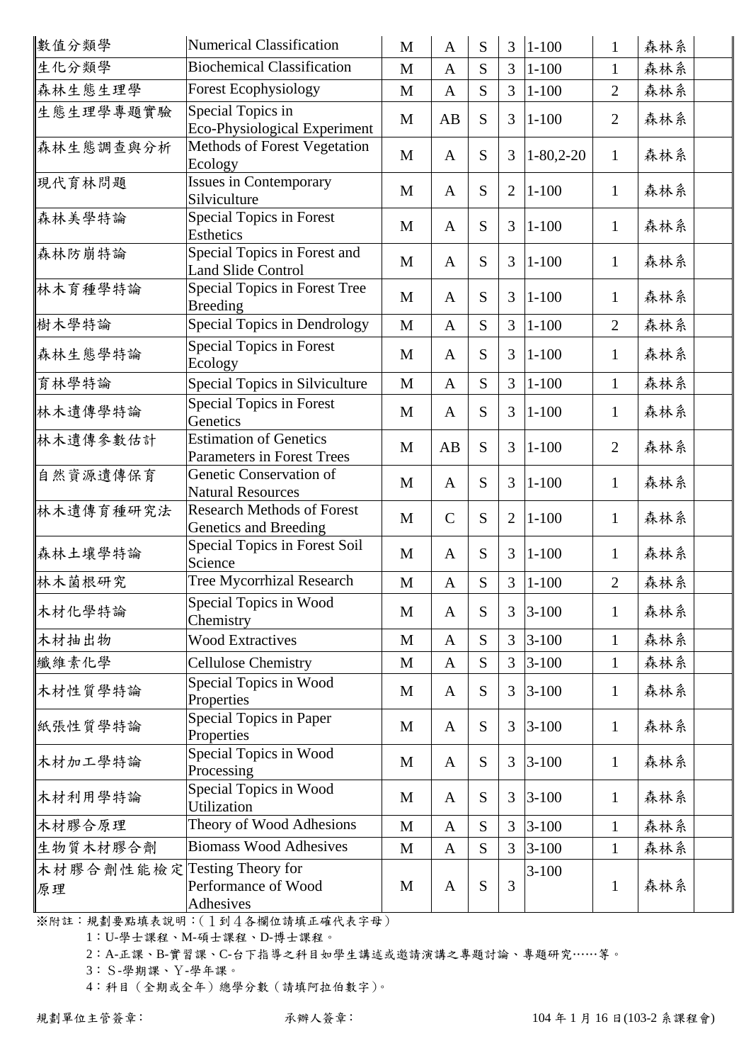| 數值分類學 | Numerical Classification | M | A | S | 3 | 1-100 | 1 | 森林系 | |
|---|---|---|---|---|---|---|---|---|---|
| 生化分類學 | Biochemical Classification | M | A | S | 3 | 1-100 | 1 | 森林系 | |
| 森林生態生理學 | Forest Ecophysiology | M | A | S | 3 | 1-100 | 2 | 森林系 | |
| 生態生理學專題實驗 | Special Topics in Eco-Physiological Experiment | M | AB | S | 3 | 1-100 | 2 | 森林系 | |
| 森林生態調查與分析 | Methods of Forest Vegetation Ecology | M | A | S | 3 | 1-80,2-20 | 1 | 森林系 | |
| 現代育林問題 | Issues in Contemporary Silviculture | M | A | S | 2 | 1-100 | 1 | 森林系 | |
| 森林美學特論 | Special Topics in Forest Esthetics | M | A | S | 3 | 1-100 | 1 | 森林系 | |
| 森林防崩特論 | Special Topics in Forest and Land Slide Control | M | A | S | 3 | 1-100 | 1 | 森林系 | |
| 林木育種學特論 | Special Topics in Forest Tree Breeding | M | A | S | 3 | 1-100 | 1 | 森林系 | |
| 樹木學特論 | Special Topics in Dendrology | M | A | S | 3 | 1-100 | 2 | 森林系 | |
| 森林生態學特論 | Special Topics in Forest Ecology | M | A | S | 3 | 1-100 | 1 | 森林系 | |
| 育林學特論 | Special Topics in Silviculture | M | A | S | 3 | 1-100 | 1 | 森林系 | |
| 林木遺傳學特論 | Special Topics in Forest Genetics | M | A | S | 3 | 1-100 | 1 | 森林系 | |
| 林木遺傳參數估計 | Estimation of Genetics Parameters in Forest Trees | M | AB | S | 3 | 1-100 | 2 | 森林系 | |
| 自然資源遺傳保育 | Genetic Conservation of Natural Resources | M | A | S | 3 | 1-100 | 1 | 森林系 | |
| 林木遺傳育種研究法 | Research Methods of Forest Genetics and Breeding | M | C | S | 2 | 1-100 | 1 | 森林系 | |
| 森林土壤學特論 | Special Topics in Forest Soil Science | M | A | S | 3 | 1-100 | 1 | 森林系 | |
| 林木菌根研究 | Tree Mycorrhizal Research | M | A | S | 3 | 1-100 | 2 | 森林系 | |
| 木材化學特論 | Special Topics in Wood Chemistry | M | A | S | 3 | 3-100 | 1 | 森林系 | |
| 木材抽出物 | Wood Extractives | M | A | S | 3 | 3-100 | 1 | 森林系 | |
| 纖維素化學 | Cellulose Chemistry | M | A | S | 3 | 3-100 | 1 | 森林系 | |
| 木材性質學特論 | Special Topics in Wood Properties | M | A | S | 3 | 3-100 | 1 | 森林系 | |
| 紙張性質學特論 | Special Topics in Paper Properties | M | A | S | 3 | 3-100 | 1 | 森林系 | |
| 木材加工學特論 | Special Topics in Wood Processing | M | A | S | 3 | 3-100 | 1 | 森林系 | |
| 木材利用學特論 | Special Topics in Wood Utilization | M | A | S | 3 | 3-100 | 1 | 森林系 | |
| 木材膠合原理 | Theory of Wood Adhesions | M | A | S | 3 | 3-100 | 1 | 森林系 | |
| 生物質木材膠合劑 | Biomass Wood Adhesives | M | A | S | 3 | 3-100 | 1 | 森林系 | |
| 木材膠合劑性能檢定原理 | Testing Theory for Performance of Wood Adhesives | M | A | S | 3 | 3-100 | 1 | 森林系 | |

※附註：規劃要點填表說明：(１到４各欄位請填正確代表字母)

1：U-學士課程、M-碩士課程、D-博士課程。

2：A-正課、B-實習課、C-台下指導之科目如學生講述或邀請演講之專題討論、專題研究……等。

3：Ｓ-學期課、Ｙ-學年課。

4：科目（全期或全年）總學分數（請填阿拉伯數字)。

規劃單位主管簽章：　　　　承辦人簽章：　　　　104 年 1 月 16 日(103-2 系課程會)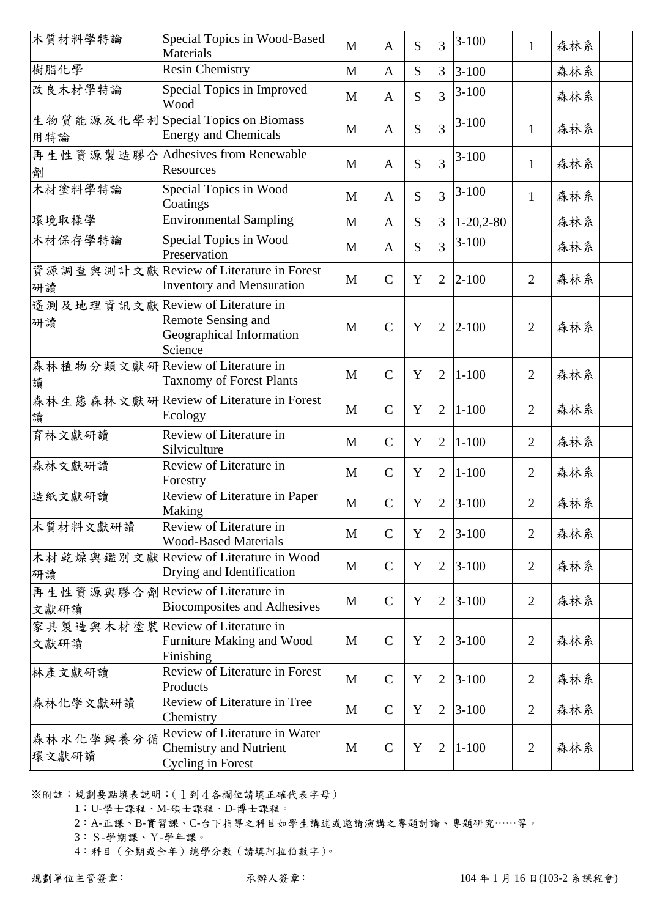| 木質材料學特論 | Special Topics in Wood-Based Materials | M | A | S | 3 | 3-100 | 1 | 森林系 | |
|---|---|---|---|---|---|---|---|---|---|
| 樹脂化學 | Resin Chemistry | M | A | S | 3 | 3-100 | | 森林系 | |
| 改良木材學特論 | Special Topics in Improved Wood | M | A | S | 3 | 3-100 | | 森林系 | |
| 生物質能源及化學利用特論 | Special Topics on Biomass Energy and Chemicals | M | A | S | 3 | 3-100 | 1 | 森林系 | |
| 再生性資源製造膠合劑 | Adhesives from Renewable Resources | M | A | S | 3 | 3-100 | 1 | 森林系 | |
| 木材塗料學特論 | Special Topics in Wood Coatings | M | A | S | 3 | 3-100 | 1 | 森林系 | |
| 環境取樣學 | Environmental Sampling | M | A | S | 3 | 1-20,2-80 | | 森林系 | |
| 木材保存學特論 | Special Topics in Wood Preservation | M | A | S | 3 | 3-100 | | 森林系 | |
| 資源調查與測計文獻研讀 | Review of Literature in Forest Inventory and Mensuration | M | C | Y | 2 | 2-100 | 2 | 森林系 | |
| 遙測及地理資訊文獻研讀 | Review of Literature in Remote Sensing and Geographical Information Science | M | C | Y | 2 | 2-100 | 2 | 森林系 | |
| 森林植物分類文獻研讀 | Review of Literature in Taxnomy of Forest Plants | M | C | Y | 2 | 1-100 | 2 | 森林系 | |
| 森林生態森林文獻研讀 | Review of Literature in Forest Ecology | M | C | Y | 2 | 1-100 | 2 | 森林系 | |
| 育林文獻研讀 | Review of Literature in Silviculture | M | C | Y | 2 | 1-100 | 2 | 森林系 | |
| 森林文獻研讀 | Review of Literature in Forestry | M | C | Y | 2 | 1-100 | 2 | 森林系 | |
| 造紙文獻研讀 | Review of Literature in Paper Making | M | C | Y | 2 | 3-100 | 2 | 森林系 | |
| 木質材料文獻研讀 | Review of Literature in Wood-Based Materials | M | C | Y | 2 | 3-100 | 2 | 森林系 | |
| 木材乾燥與鑑別文獻研讀 | Review of Literature in Wood Drying and Identification | M | C | Y | 2 | 3-100 | 2 | 森林系 | |
| 再生性資源與膠合劑文獻研讀 | Review of Literature in Biocomposites and Adhesives | M | C | Y | 2 | 3-100 | 2 | 森林系 | |
| 家具製造與木材塗裝文獻研讀 | Review of Literature in Furniture Making and Wood Finishing | M | C | Y | 2 | 3-100 | 2 | 森林系 | |
| 林產文獻研讀 | Review of Literature in Forest Products | M | C | Y | 2 | 3-100 | 2 | 森林系 | |
| 森林化學文獻研讀 | Review of Literature in Tree Chemistry | M | C | Y | 2 | 3-100 | 2 | 森林系 | |
| 森林水化學與養分循環文獻研讀 | Review of Literature in Water Chemistry and Nutrient Cycling in Forest | M | C | Y | 2 | 1-100 | 2 | 森林系 | |

※附註：規劃要點填表說明：(１到４各欄位請填正確代表字母)

1：U-學士課程、M-碩士課程、D-博士課程。

2：A-正課、B-實習課、C-台下指導之科目如學生講述或邀請演講之專題討論、專題研究……等。

3：Ｓ-學期課、Ｙ-學年課。

4：科目（全期或全年）總學分數（請填阿拉伯數字)。

規劃單位主管簽章：　　　　承辦人簽章：　　　　104 年 1 月 16 日(103-2 系課程會)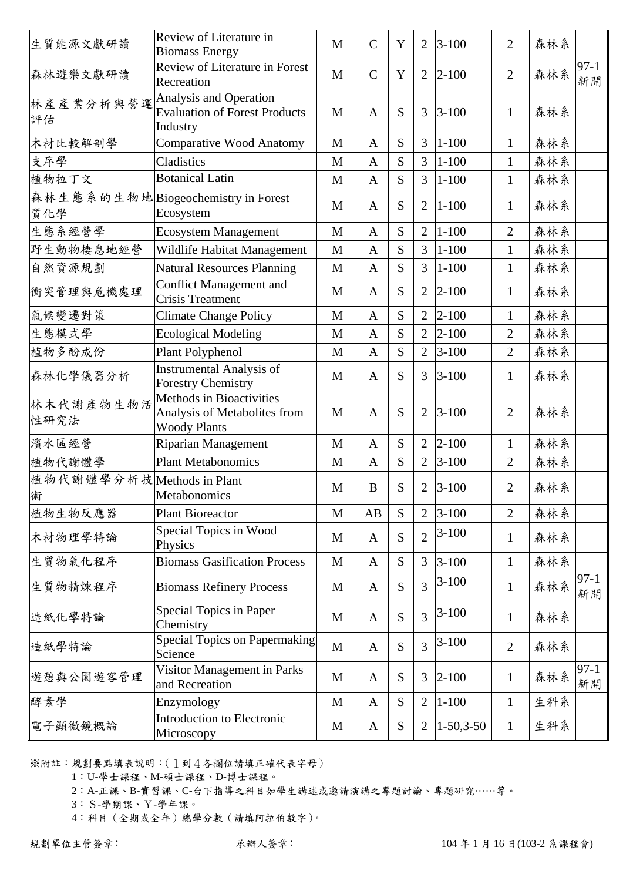| | | | | | | | | | |
|---|---|---|---|---|---|---|---|---|---|
| 生質能源文獻研讀 | Review of Literature in Biomass Energy | M | C | Y | 2 | 3-100 | 2 | 森林系 | |
| 森林遊樂文獻研讀 | Review of Literature in Forest Recreation | M | C | Y | 2 | 2-100 | 2 | 森林系 | 97-1 新開 |
| 林產產業分析與營運評估 | Analysis and Operation Evaluation of Forest Products Industry | M | A | S | 3 | 3-100 | 1 | 森林系 | |
| 木材比較解剖學 | Comparative Wood Anatomy | M | A | S | 3 | 1-100 | 1 | 森林系 | |
| 支序學 | Cladistics | M | A | S | 3 | 1-100 | 1 | 森林系 | |
| 植物拉丁文 | Botanical Latin | M | A | S | 3 | 1-100 | 1 | 森林系 | |
| 森林生態系的生物地質化學 | Biogeochemistry in Forest Ecosystem | M | A | S | 2 | 1-100 | 1 | 森林系 | |
| 生態系經營學 | Ecosystem Management | M | A | S | 2 | 1-100 | 2 | 森林系 | |
| 野生動物棲息地經營 | Wildlife Habitat Management | M | A | S | 3 | 1-100 | 1 | 森林系 | |
| 自然資源規劃 | Natural Resources Planning | M | A | S | 3 | 1-100 | 1 | 森林系 | |
| 衝突管理與危機處理 | Conflict Management and Crisis Treatment | M | A | S | 2 | 2-100 | 1 | 森林系 | |
| 氣候變遷對策 | Climate Change Policy | M | A | S | 2 | 2-100 | 1 | 森林系 | |
| 生態模式學 | Ecological Modeling | M | A | S | 2 | 2-100 | 2 | 森林系 | |
| 植物多酚成份 | Plant Polyphenol | M | A | S | 2 | 3-100 | 2 | 森林系 | |
| 森林化學儀器分析 | Instrumental Analysis of Forestry Chemistry | M | A | S | 3 | 3-100 | 1 | 森林系 | |
| 林木代謝產物生物活性研究法 | Methods in Bioactivities Analysis of Metabolites from Woody Plants | M | A | S | 2 | 3-100 | 2 | 森林系 | |
| 濱水區經營 | Riparian Management | M | A | S | 2 | 2-100 | 1 | 森林系 | |
| 植物代謝體學 | Plant Metabonomics | M | A | S | 2 | 3-100 | 2 | 森林系 | |
| 植物代謝體學分析技術 | Methods in Plant Metabonomics | M | B | S | 2 | 3-100 | 2 | 森林系 | |
| 植物生物反應器 | Plant Bioreactor | M | AB | S | 2 | 3-100 | 2 | 森林系 | |
| 木材物理學特論 | Special Topics in Wood Physics | M | A | S | 2 | 3-100 | 1 | 森林系 | |
| 生質物氣化程序 | Biomass Gasification Process | M | A | S | 3 | 3-100 | 1 | 森林系 | |
| 生質物精煉程序 | Biomass Refinery Process | M | A | S | 3 | 3-100 | 1 | 森林系 | 97-1 新開 |
| 造紙化學特論 | Special Topics in Paper Chemistry | M | A | S | 3 | 3-100 | 1 | 森林系 | |
| 造紙學特論 | Special Topics on Papermaking Science | M | A | S | 3 | 3-100 | 2 | 森林系 | |
| 遊憩與公園遊客管理 | Visitor Management in Parks and Recreation | M | A | S | 3 | 2-100 | 1 | 森林系 | 97-1 新開 |
| 酵素學 | Enzymology | M | A | S | 2 | 1-100 | 1 | 生科系 | |
| 電子顯微鏡概論 | Introduction to Electronic Microscopy | M | A | S | 2 | 1-50,3-50 | 1 | 生科系 | |

※附註：規劃要點填表說明：(１到４各欄位請填正確代表字母)

1：U-學士課程、M-碩士課程、D-博士課程。

2：A-正課、B-實習課、C-台下指導之科目如學生講述或邀請演講之專題討論、專題研究……等。

3：Ｓ-學期課、Ｙ-學年課。

4：科目（全期或全年）總學分數（請填阿拉伯數字)。

規劃單位主管簽章：　　　　承辦人簽章：　　　　104 年 1 月 16 日(103-2 系課程會)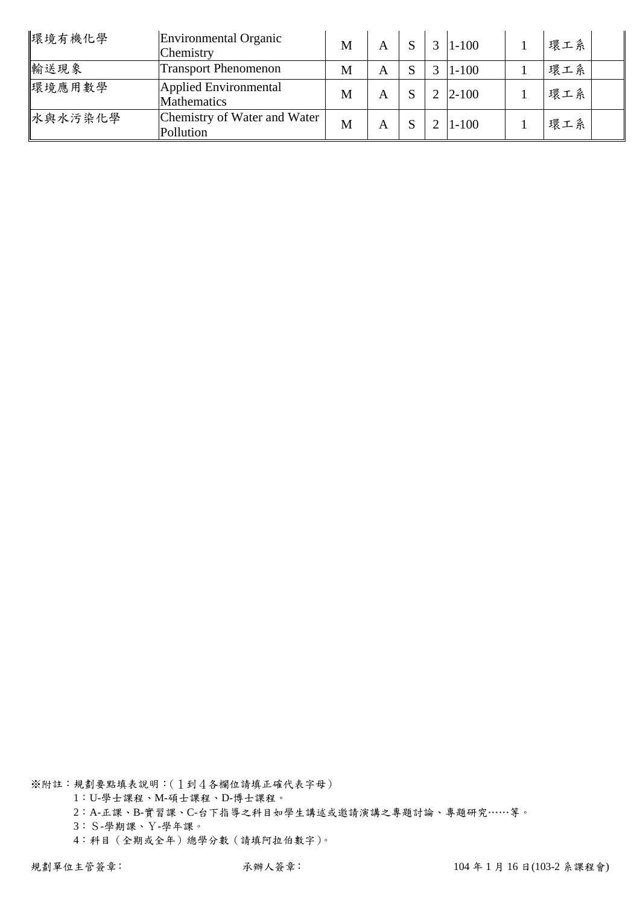| | | | | | | | | | |
|---|---|---|---|---|---|---|---|---|---|
| 環境有機化學 | Environmental Organic Chemistry | M | A | S | 3 | 1-100 | 1 | 環工系 | |
| 輸送現象 | Transport Phenomenon | M | A | S | 3 | 1-100 | 1 | 環工系 | |
| 環境應用數學 | Applied Environmental Mathematics | M | A | S | 2 | 2-100 | 1 | 環工系 | |
| 水與水污染化學 | Chemistry of Water and Water Pollution | M | A | S | 2 | 1-100 | 1 | 環工系 | |

※附註：規劃要點填表說明：(１到４各欄位請填正確代表字母)

1：U-學士課程、M-碩士課程、D-博士課程。

2：A-正課、B-實習課、C-台下指導之科目如學生講述或邀請演講之專題討論、專題研究……等。

3：Ｓ-學期課、Ｙ-學年課。

4：科目（全期或全年）總學分數（請填阿拉伯數字)。

規劃單位主管簽章：　　　　承辦人簽章：　　　　104 年 1 月 16 日(103-2 系課程會)